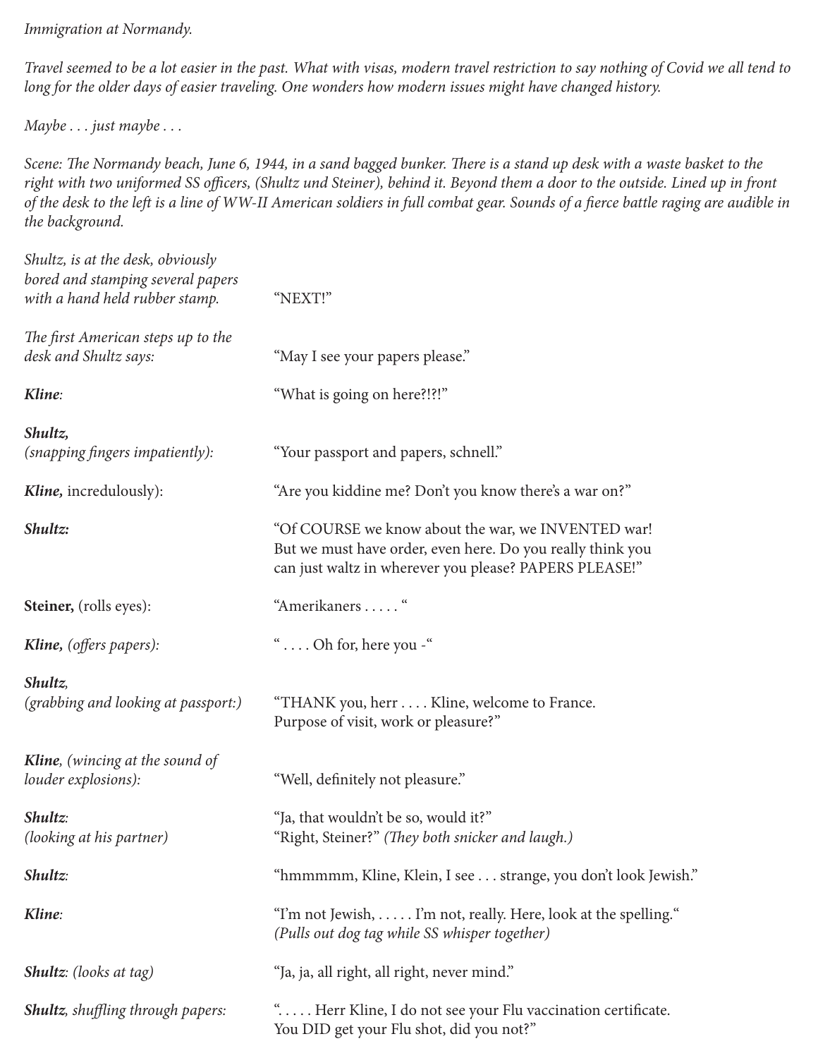*Immigration at Normandy.*

*Travel seemed to be a lot easier in the past. What with visas, modern travel restriction to say nothing of Covid we all tend to long for the older days of easier traveling. One wonders how modern issues might have changed history.*

*Maybe . . . just maybe . . .*

*Scene: The Normandy beach, June 6, 1944, in a sand bagged bunker. There is a stand up desk with a waste basket to the right with two uniformed SS officers, (Shultz und Steiner), behind it. Beyond them a door to the outside. Lined up in front of the desk to the left is a line of WW-II American soldiers in full combat gear. Sounds of a fierce battle raging are audible in the background.*

*Shultz, is at the desk, obviously bored and stamping several papers with a hand held rubber stamp.* — "NEXT!"

*The first American steps up to the desk and Shultz says:* — "May I see your papers please."

***Kline**:* — "What is going on here?!?!"

***Shultz,** (snapping fingers impatiently):* — "Your passport and papers, schnell."

***Kline,** incredulously):* — "Are you kiddine me? Don't you know there's a war on?"

***Shultz:*** — "Of COURSE we know about the war, we INVENTED war! But we must have order, even here. Do you really think you can just waltz in wherever you please? PAPERS PLEASE!"

**Steiner,** (rolls eyes): — "Amerikaners . . . . . "

***Kline,** (offers papers):* — " . . . . Oh for, here you -"

***Shultz**, (grabbing and looking at passport:)* — "THANK you, herr . . . . Kline, welcome to France. Purpose of visit, work or pleasure?"

***Kline**, (wincing at the sound of louder explosions):* — "Well, definitely not pleasure."

***Shultz**: (looking at his partner)* — "Ja, that wouldn't be so, would it?" "Right, Steiner?" *(They both snicker and laugh.)*

***Shultz**:* — "hmmmmm, Kline, Klein, I see . . . strange, you don't look Jewish."

***Kline**:* — "I'm not Jewish, . . . . . I'm not, really. Here, look at the spelling." *(Pulls out dog tag while SS whisper together)*

***Shultz**: (looks at tag)* — "Ja, ja, all right, all right, never mind."

***Shultz**, shuffling through papers:* — ". . . . . Herr Kline, I do not see your Flu vaccination certificate. You DID get your Flu shot, did you not?"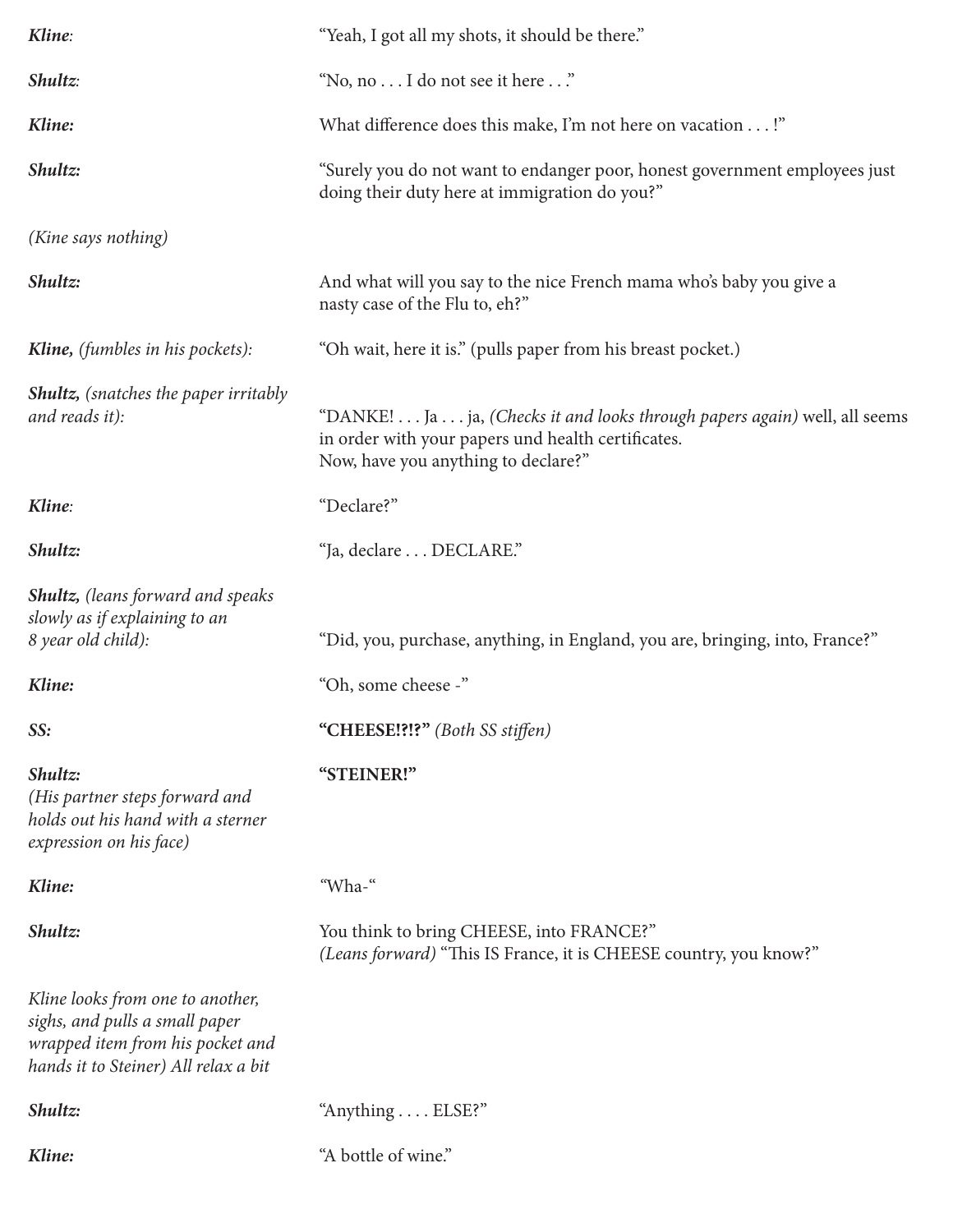***Kline**:* "Yeah, I got all my shots, it should be there."

***Shultz**:* "No, no . . . I do not see it here . . ."

***Kline:*** What difference does this make, I'm not here on vacation . . . !"

***Shultz:*** "Surely you do not want to endanger poor, honest government employees just doing their duty here at immigration do you?"

*(Kine says nothing)*

***Shultz:*** And what will you say to the nice French mama who's baby you give a nasty case of the Flu to, eh?"

***Kline,** (fumbles in his pockets):* "Oh wait, here it is." (pulls paper from his breast pocket.)

***Shultz,** (snatches the paper irritably and reads it):* "DANKE! . . . Ja . . . ja, *(Checks it and looks through papers again)* well, all seems in order with your papers und health certificates.
Now, have you anything to declare?"

***Kline**:* "Declare?"

***Shultz:*** "Ja, declare . . . DECLARE."

***Shultz,** (leans forward and speaks slowly as if explaining to an 8 year old child):* "Did, you, purchase, anything, in England, you are, bringing, into, France?"

***Kline:*** "Oh, some cheese -"

***SS:*** **"CHEESE!?!?"** *(Both SS stiffen)*

***Shultz:***
*(His partner steps forward and holds out his hand with a sterner expression on his face)*
**"STEINER!"**

***Kline:*** "Wha-"

***Shultz:*** You think to bring CHEESE, into FRANCE?"
*(Leans forward)* "This IS France, it is CHEESE country, you know?"

*Kline looks from one to another, sighs, and pulls a small paper wrapped item from his pocket and hands it to Steiner) All relax a bit*

***Shultz:*** "Anything . . . . ELSE?"

***Kline:*** "A bottle of wine."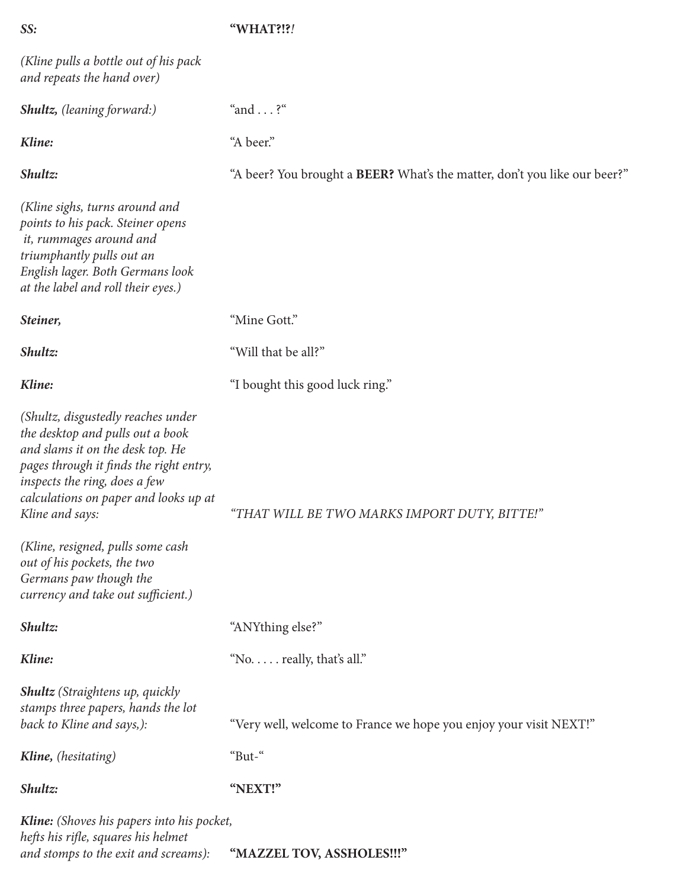***SS:*** **"WHAT?!?*!***"

*(Kline pulls a bottle out of his pack and repeats the hand over)*

***Shultz,*** *(leaning forward:)* "and . . . ?"

***Kline:*** "A beer."

***Shultz:*** "A beer? You brought a **BEER?** What's the matter, don't you like our beer?"

*(Kline sighs, turns around and points to his pack. Steiner opens it, rummages around and triumphantly pulls out an English lager. Both Germans look at the label and roll their eyes.)*

***Steiner,*** "Mine Gott."

***Shultz:*** "Will that be all?"

***Kline:*** "I bought this good luck ring."

*(Shultz, disgustedly reaches under the desktop and pulls out a book and slams it on the desk top. He pages through it finds the right entry, inspects the ring, does a few calculations on paper and looks up at Kline and says:* *"THAT WILL BE TWO MARKS IMPORT DUTY, BITTE!"*

*(Kline, resigned, pulls some cash out of his pockets, the two Germans paw though the currency and take out sufficient.)*

***Shultz:*** "ANYthing else?"

***Kline:*** "No. . . . . really, that's all."

***Shultz*** *(Straightens up, quickly stamps three papers, hands the lot back to Kline and says,):* "Very well, welcome to France we hope you enjoy your visit NEXT!"

***Kline,*** *(hesitating)* "But-"

***Shultz:*** **"NEXT!"**

***Kline:*** *(Shoves his papers into his pocket, hefts his rifle, squares his helmet and stomps to the exit and screams):* **"MAZZEL TOV, ASSHOLES!!!"**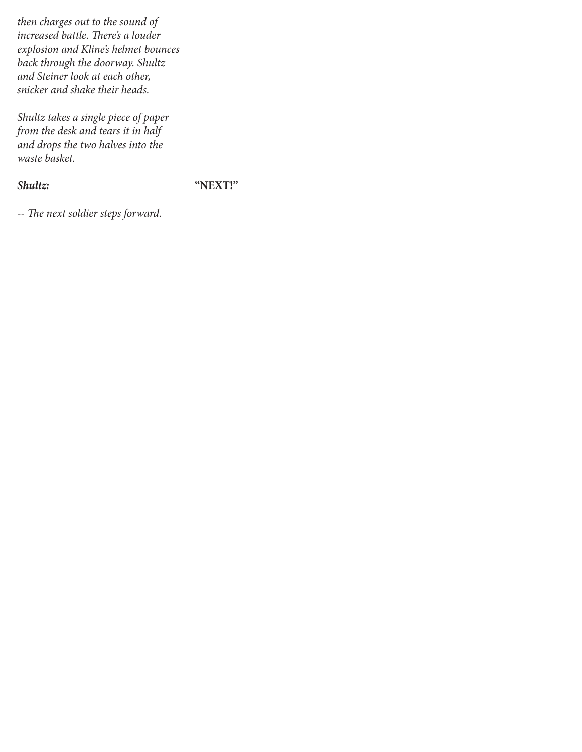*then charges out to the sound of increased battle. There's a louder explosion and Kline's helmet bounces back through the doorway. Shultz and Steiner look at each other, snicker and shake their heads.*

*Shultz takes a single piece of paper from the desk and tears it in half and drops the two halves into the waste basket.*

***Shultz:*** **"NEXT!"**

*-- The next soldier steps forward.*